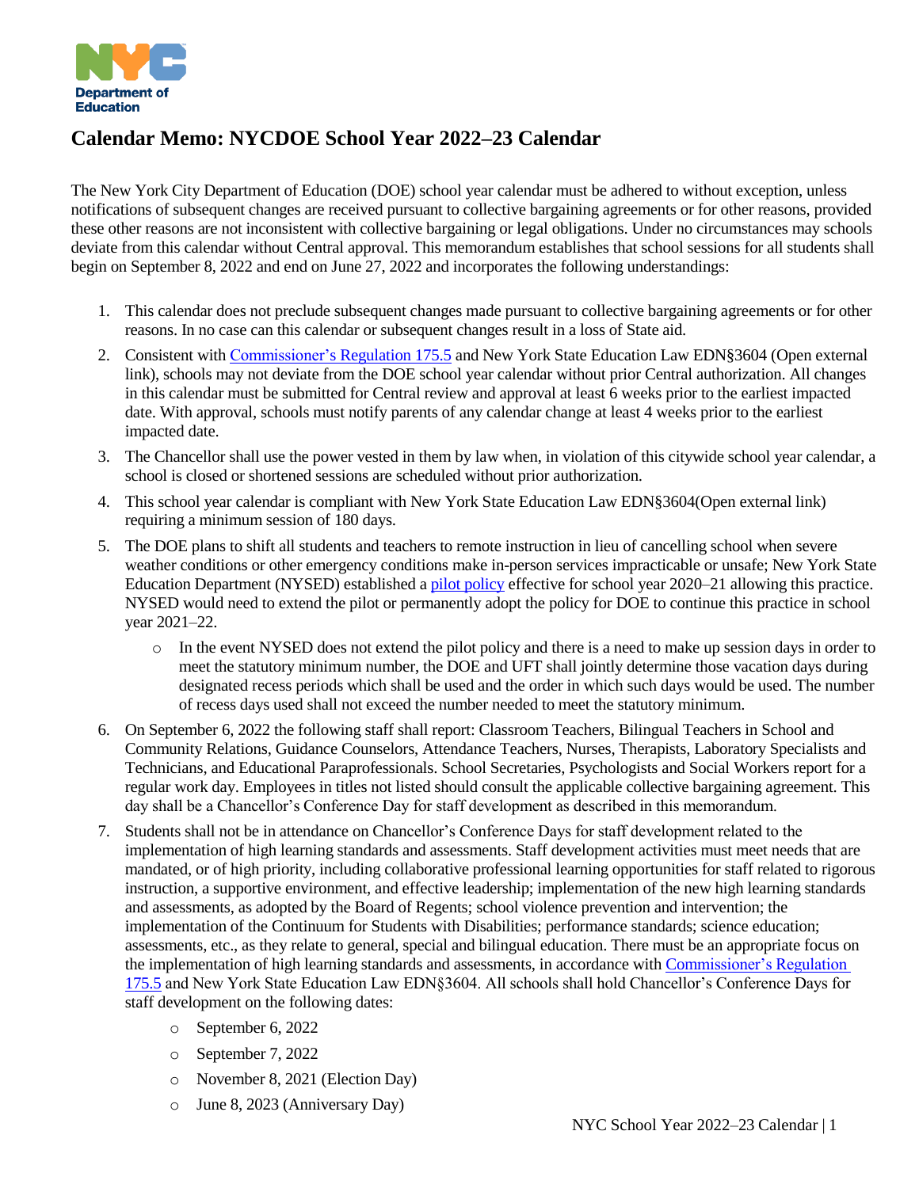# Calendar Memo: NYCDOE School Year 2022–23 Calendar

The New York City Department of Education (DOE) school year calendar must be adhered to without exception, unless notifications of subsequent changes are received pursuant to collective bargaining agreements or for other reasons, provided these other reasons are not inconsistent with collective bargaining or legal obligations. Under no circumstances may schools deviate from this calendar without Central approval. This memorandum establishes that school sessions for all students shall begin on September 8, 2022 and end on June 27, 2022 and incorporates the following understandings:

1. This calendar does not preclude subsequent changes made pursuant to collective bargaining agreements or for other reasons. In no case can this calendar or subsequent changes result in a loss of State aid.
2. Consistent with Commissioner's Regulation 175.5 and New York State Education Law EDN§3604 (Open external link), schools may not deviate from the DOE school year calendar without prior Central authorization. All changes in this calendar must be submitted for Central review and approval at least 6 weeks prior to the earliest impacted date. With approval, schools must notify parents of any calendar change at least 4 weeks prior to the earliest impacted date.
3. The Chancellor shall use the power vested in them by law when, in violation of this citywide school year calendar, a school is closed or shortened sessions are scheduled without prior authorization.
4. This school year calendar is compliant with New York State Education Law EDN§3604(Open external link) requiring a minimum session of 180 days.
5. The DOE plans to shift all students and teachers to remote instruction in lieu of cancelling school when severe weather conditions or other emergency conditions make in-person services impracticable or unsafe; New York State Education Department (NYSED) established a pilot policy effective for school year 2020–21 allowing this practice. NYSED would need to extend the pilot or permanently adopt the policy for DOE to continue this practice in school year 2021–22.
   - In the event NYSED does not extend the pilot policy and there is a need to make up session days in order to meet the statutory minimum number, the DOE and UFT shall jointly determine those vacation days during designated recess periods which shall be used and the order in which such days would be used. The number of recess days used shall not exceed the number needed to meet the statutory minimum.
6. On September 6, 2022 the following staff shall report: Classroom Teachers, Bilingual Teachers in School and Community Relations, Guidance Counselors, Attendance Teachers, Nurses, Therapists, Laboratory Specialists and Technicians, and Educational Paraprofessionals. School Secretaries, Psychologists and Social Workers report for a regular work day. Employees in titles not listed should consult the applicable collective bargaining agreement. This day shall be a Chancellor's Conference Day for staff development as described in this memorandum.
7. Students shall not be in attendance on Chancellor's Conference Days for staff development related to the implementation of high learning standards and assessments. Staff development activities must meet needs that are mandated, or of high priority, including collaborative professional learning opportunities for staff related to rigorous instruction, a supportive environment, and effective leadership; implementation of the new high learning standards and assessments, as adopted by the Board of Regents; school violence prevention and intervention; the implementation of the Continuum for Students with Disabilities; performance standards; science education; assessments, etc., as they relate to general, special and bilingual education. There must be an appropriate focus on the implementation of high learning standards and assessments, in accordance with Commissioner's Regulation 175.5 and New York State Education Law EDN§3604. All schools shall hold Chancellor's Conference Days for staff development on the following dates:
   - September 6, 2022
   - September 7, 2022
   - November 8, 2021 (Election Day)
   - June 8, 2023 (Anniversary Day)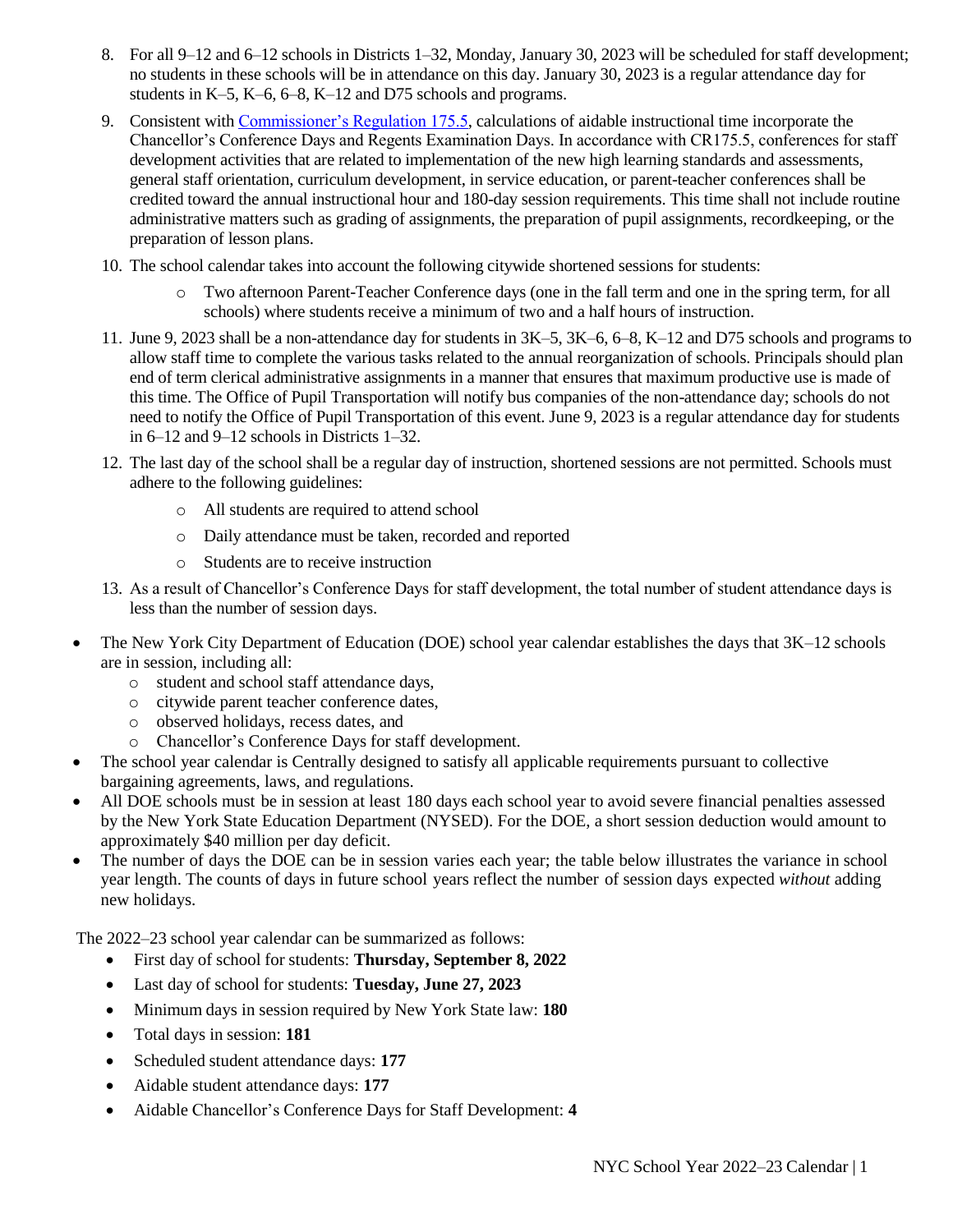8. For all 9–12 and 6–12 schools in Districts 1–32, Monday, January 30, 2023 will be scheduled for staff development; no students in these schools will be in attendance on this day. January 30, 2023 is a regular attendance day for students in K–5, K–6, 6–8, K–12 and D75 schools and programs.
9. Consistent with [Commissioner's Regulation 175.5](), calculations of aidable instructional time incorporate the Chancellor's Conference Days and Regents Examination Days. In accordance with CR175.5, conferences for staff development activities that are related to implementation of the new high learning standards and assessments, general staff orientation, curriculum development, in service education, or parent-teacher conferences shall be credited toward the annual instructional hour and 180-day session requirements. This time shall not include routine administrative matters such as grading of assignments, the preparation of pupil assignments, recordkeeping, or the preparation of lesson plans.
10. The school calendar takes into account the following citywide shortened sessions for students:
    - Two afternoon Parent-Teacher Conference days (one in the fall term and one in the spring term, for all schools) where students receive a minimum of two and a half hours of instruction.
11. June 9, 2023 shall be a non-attendance day for students in 3K–5, 3K–6, 6–8, K–12 and D75 schools and programs to allow staff time to complete the various tasks related to the annual reorganization of schools. Principals should plan end of term clerical administrative assignments in a manner that ensures that maximum productive use is made of this time. The Office of Pupil Transportation will notify bus companies of the non-attendance day; schools do not need to notify the Office of Pupil Transportation of this event. June 9, 2023 is a regular attendance day for students in 6–12 and 9–12 schools in Districts 1–32.
12. The last day of the school shall be a regular day of instruction, shortened sessions are not permitted. Schools must adhere to the following guidelines:
    - All students are required to attend school
    - Daily attendance must be taken, recorded and reported
    - Students are to receive instruction
13. As a result of Chancellor's Conference Days for staff development, the total number of student attendance days is less than the number of session days.

- The New York City Department of Education (DOE) school year calendar establishes the days that 3K–12 schools are in session, including all:
  - student and school staff attendance days,
  - citywide parent teacher conference dates,
  - observed holidays, recess dates, and
  - Chancellor's Conference Days for staff development.
- The school year calendar is Centrally designed to satisfy all applicable requirements pursuant to collective bargaining agreements, laws, and regulations.
- All DOE schools must be in session at least 180 days each school year to avoid severe financial penalties assessed by the New York State Education Department (NYSED). For the DOE, a short session deduction would amount to approximately $40 million per day deficit.
- The number of days the DOE can be in session varies each year; the table below illustrates the variance in school year length. The counts of days in future school years reflect the number of session days expected *without* adding new holidays.

The 2022–23 school year calendar can be summarized as follows:

- First day of school for students: **Thursday, September 8, 2022**
- Last day of school for students: **Tuesday, June 27, 2023**
- Minimum days in session required by New York State law: **180**
- Total days in session: **181**
- Scheduled student attendance days: **177**
- Aidable student attendance days: **177**
- Aidable Chancellor's Conference Days for Staff Development: **4**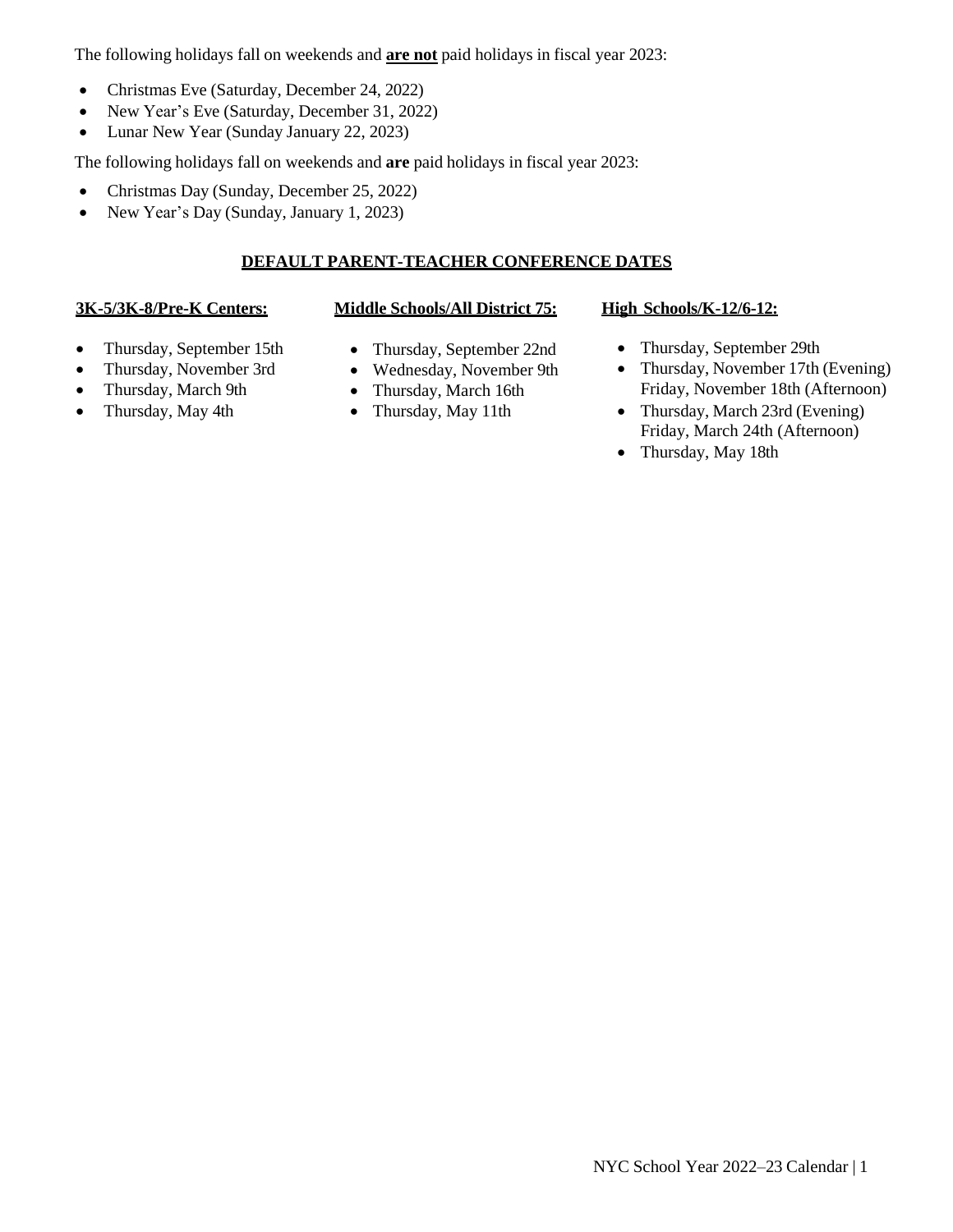The following holidays fall on weekends and **are not** paid holidays in fiscal year 2023:

- Christmas Eve (Saturday, December 24, 2022)
- New Year's Eve (Saturday, December 31, 2022)
- Lunar New Year (Sunday January 22, 2023)

The following holidays fall on weekends and **are** paid holidays in fiscal year 2023:

- Christmas Day (Sunday, December 25, 2022)
- New Year's Day (Sunday, January 1, 2023)

## DEFAULT PARENT-TEACHER CONFERENCE DATES

**3K-5/3K-8/Pre-K Centers:**

- Thursday, September 15th
- Thursday, November 3rd
- Thursday, March 9th
- Thursday, May 4th

**Middle Schools/All District 75:**

- Thursday, September 22nd
- Wednesday, November 9th
- Thursday, March 16th
- Thursday, May 11th

**High Schools/K-12/6-12:**

- Thursday, September 29th
- Thursday, November 17th (Evening)
  Friday, November 18th (Afternoon)
- Thursday, March 23rd (Evening)
  Friday, March 24th (Afternoon)
- Thursday, May 18th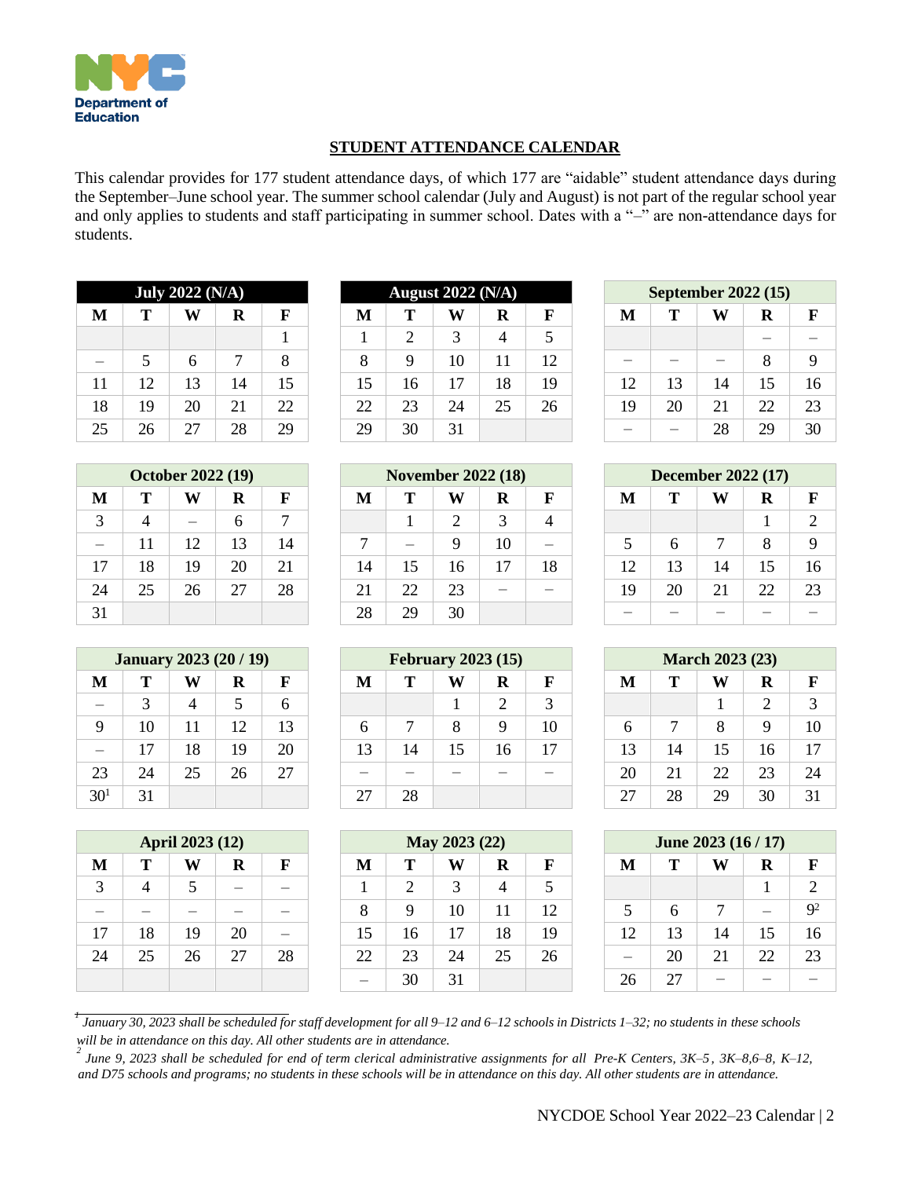NYC Department of Education

**STUDENT ATTENDANCE CALENDAR**

This calendar provides for 177 student attendance days, of which 177 are "aidable" student attendance days during the September–June school year. The summer school calendar (July and August) is not part of the regular school year and only applies to students and staff participating in summer school. Dates with a "–" are non-attendance days for students.

| July 2022 (N/A) | | | | |
|---|---|---|---|---|
| M | T | W | R | F |
| | | | | 1 |
| – | 5 | 6 | 7 | 8 |
| 11 | 12 | 13 | 14 | 15 |
| 18 | 19 | 20 | 21 | 22 |
| 25 | 26 | 27 | 28 | 29 |

| August 2022 (N/A) | | | | |
|---|---|---|---|---|
| M | T | W | R | F |
| 1 | 2 | 3 | 4 | 5 |
| 8 | 9 | 10 | 11 | 12 |
| 15 | 16 | 17 | 18 | 19 |
| 22 | 23 | 24 | 25 | 26 |
| 29 | 30 | 31 | | |

| September 2022 (15) | | | | |
|---|---|---|---|---|
| M | T | W | R | F |
| | | | – | – |
| – | – | – | 8 | 9 |
| 12 | 13 | 14 | 15 | 16 |
| 19 | 20 | 21 | 22 | 23 |
| – | – | 28 | 29 | 30 |

| October 2022 (19) | | | | |
|---|---|---|---|---|
| M | T | W | R | F |
| 3 | 4 | – | 6 | 7 |
| – | 11 | 12 | 13 | 14 |
| 17 | 18 | 19 | 20 | 21 |
| 24 | 25 | 26 | 27 | 28 |
| 31 | | | | |

| November 2022 (18) | | | | |
|---|---|---|---|---|
| M | T | W | R | F |
| | 1 | 2 | 3 | 4 |
| 7 | – | 9 | 10 | – |
| 14 | 15 | 16 | 17 | 18 |
| 21 | 22 | 23 | – | – |
| 28 | 29 | 30 | | |

| December 2022 (17) | | | | |
|---|---|---|---|---|
| M | T | W | R | F |
| | | | 1 | 2 |
| 5 | 6 | 7 | 8 | 9 |
| 12 | 13 | 14 | 15 | 16 |
| 19 | 20 | 21 | 22 | 23 |
| – | – | – | – | – |

| January 2023 (20 / 19) | | | | |
|---|---|---|---|---|
| M | T | W | R | F |
| – | 3 | 4 | 5 | 6 |
| 9 | 10 | 11 | 12 | 13 |
| – | 17 | 18 | 19 | 20 |
| 23 | 24 | 25 | 26 | 27 |
| 30[1] | 31 | | | |

| February 2023 (15) | | | | |
|---|---|---|---|---|
| M | T | W | R | F |
| | | 1 | 2 | 3 |
| 6 | 7 | 8 | 9 | 10 |
| 13 | 14 | 15 | 16 | 17 |
| – | – | – | – | – |
| 27 | 28 | | | |

| March 2023 (23) | | | | |
|---|---|---|---|---|
| M | T | W | R | F |
| | | 1 | 2 | 3 |
| 6 | 7 | 8 | 9 | 10 |
| 13 | 14 | 15 | 16 | 17 |
| 20 | 21 | 22 | 23 | 24 |
| 27 | 28 | 29 | 30 | 31 |

| April 2023 (12) | | | | |
|---|---|---|---|---|
| M | T | W | R | F |
| 3 | 4 | 5 | – | – |
| – | – | – | – | – |
| 17 | 18 | 19 | 20 | – |
| 24 | 25 | 26 | 27 | 28 |
| | | | | |

| May 2023 (22) | | | | |
|---|---|---|---|---|
| M | T | W | R | F |
| 1 | 2 | 3 | 4 | 5 |
| 8 | 9 | 10 | 11 | 12 |
| 15 | 16 | 17 | 18 | 19 |
| 22 | 23 | 24 | 25 | 26 |
| – | 30 | 31 | | |

| June 2023 (16 / 17) | | | | |
|---|---|---|---|---|
| M | T | W | R | F |
| | | | 1 | 2 |
| 5 | 6 | 7 | – | 9[2] |
| 12 | 13 | 14 | 15 | 16 |
| – | 20 | 21 | 22 | 23 |
| 26 | 27 | – | – | – |

[1] *January 30, 2023 shall be scheduled for staff development for all 9–12 and 6–12 schools in Districts 1–32; no students in these schools will be in attendance on this day. All other students are in attendance.*

[2] *June 9, 2023 shall be scheduled for end of term clerical administrative assignments for all Pre-K Centers, 3K–5, 3K–8,6–8, K–12, and D75 schools and programs; no students in these schools will be in attendance on this day. All other students are in attendance.*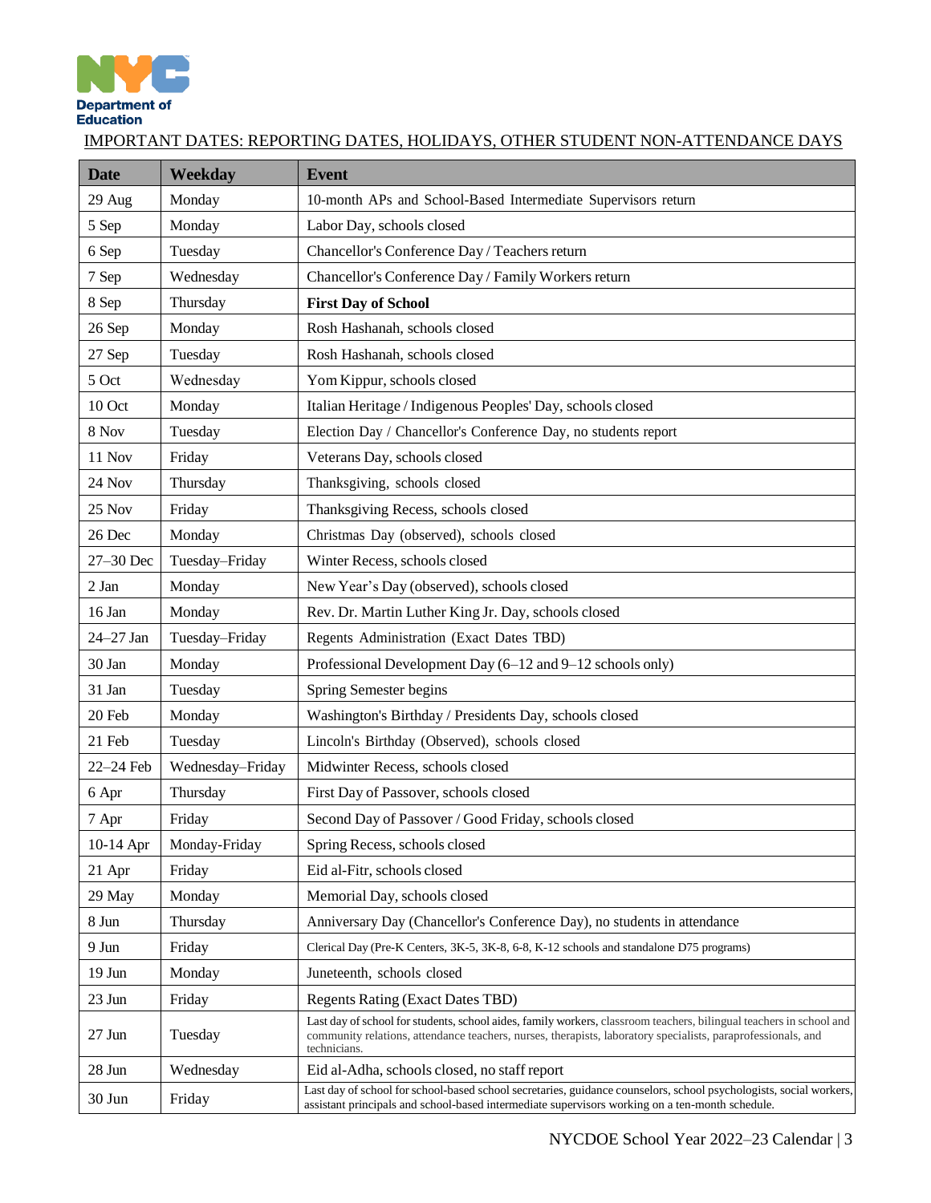Department of Education

IMPORTANT DATES: REPORTING DATES, HOLIDAYS, OTHER STUDENT NON-ATTENDANCE DAYS

| Date | Weekday | Event |
|---|---|---|
| 29 Aug | Monday | 10-month APs and School-Based Intermediate Supervisors return |
| 5 Sep | Monday | Labor Day, schools closed |
| 6 Sep | Tuesday | Chancellor's Conference Day / Teachers return |
| 7 Sep | Wednesday | Chancellor's Conference Day / Family Workers return |
| 8 Sep | Thursday | **First Day of School** |
| 26 Sep | Monday | Rosh Hashanah, schools closed |
| 27 Sep | Tuesday | Rosh Hashanah, schools closed |
| 5 Oct | Wednesday | Yom Kippur, schools closed |
| 10 Oct | Monday | Italian Heritage / Indigenous Peoples' Day, schools closed |
| 8 Nov | Tuesday | Election Day / Chancellor's Conference Day, no students report |
| 11 Nov | Friday | Veterans Day, schools closed |
| 24 Nov | Thursday | Thanksgiving, schools closed |
| 25 Nov | Friday | Thanksgiving Recess, schools closed |
| 26 Dec | Monday | Christmas Day (observed), schools closed |
| 27–30 Dec | Tuesday–Friday | Winter Recess, schools closed |
| 2 Jan | Monday | New Year's Day (observed), schools closed |
| 16 Jan | Monday | Rev. Dr. Martin Luther King Jr. Day, schools closed |
| 24–27 Jan | Tuesday–Friday | Regents Administration (Exact Dates TBD) |
| 30 Jan | Monday | Professional Development Day (6–12 and 9–12 schools only) |
| 31 Jan | Tuesday | Spring Semester begins |
| 20 Feb | Monday | Washington's Birthday / Presidents Day, schools closed |
| 21 Feb | Tuesday | Lincoln's Birthday (Observed), schools closed |
| 22–24 Feb | Wednesday–Friday | Midwinter Recess, schools closed |
| 6 Apr | Thursday | First Day of Passover, schools closed |
| 7 Apr | Friday | Second Day of Passover / Good Friday, schools closed |
| 10-14 Apr | Monday-Friday | Spring Recess, schools closed |
| 21 Apr | Friday | Eid al-Fitr, schools closed |
| 29 May | Monday | Memorial Day, schools closed |
| 8 Jun | Thursday | Anniversary Day (Chancellor's Conference Day), no students in attendance |
| 9 Jun | Friday | Clerical Day (Pre-K Centers, 3K-5, 3K-8, 6-8, K-12 schools and standalone D75 programs) |
| 19 Jun | Monday | Juneteenth, schools closed |
| 23 Jun | Friday | Regents Rating (Exact Dates TBD) |
| 27 Jun | Tuesday | Last day of school for students, school aides, family workers, classroom teachers, bilingual teachers in school and community relations, attendance teachers, nurses, therapists, laboratory specialists, paraprofessionals, and technicians. |
| 28 Jun | Wednesday | Eid al-Adha, schools closed, no staff report |
| 30 Jun | Friday | Last day of school for school-based school secretaries, guidance counselors, school psychologists, social workers, assistant principals and school-based intermediate supervisors working on a ten-month schedule. |